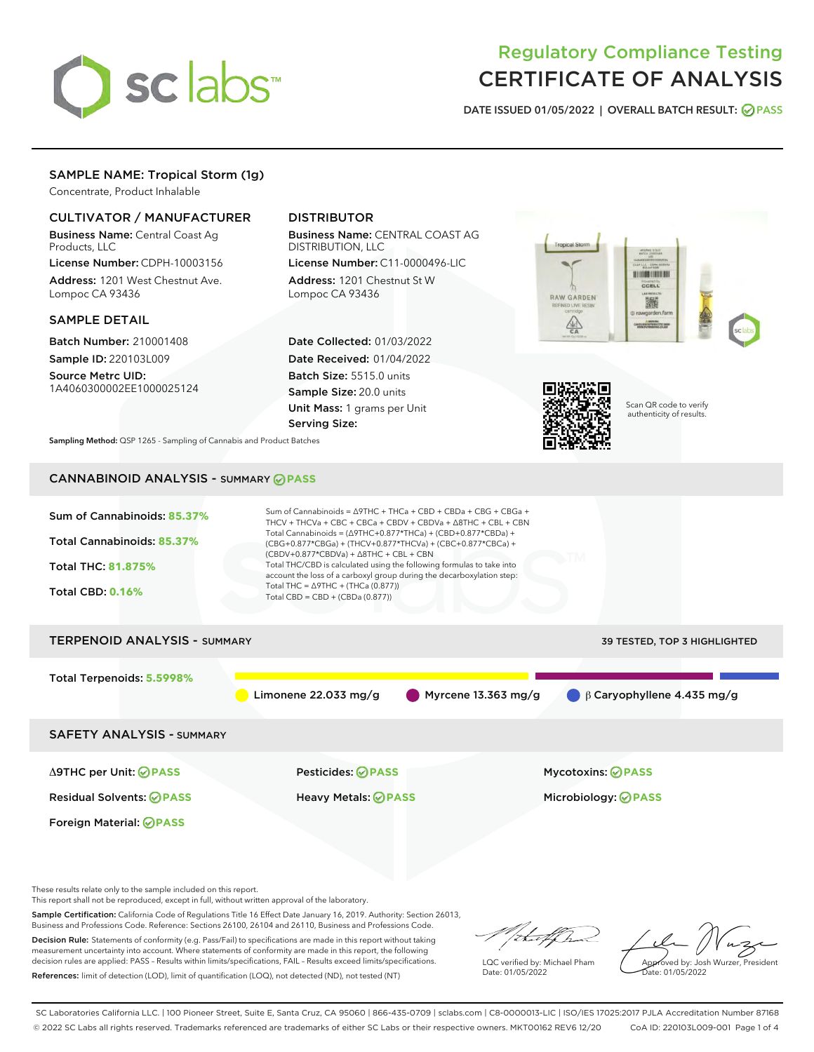# Regulatory Compliance Testing
# CERTIFICATE OF ANALYSIS

DATE ISSUED 01/05/2022 | OVERALL BATCH RESULT: PASS

## SAMPLE NAME: Tropical Storm (1g)

Concentrate, Product Inhalable

### CULTIVATOR / MANUFACTURER

**Business Name:** Central Coast Ag Products, LLC

**License Number:** CDPH-10003156

**Address:** 1201 West Chestnut Ave. Lompoc CA 93436

### DISTRIBUTOR

**Business Name:** CENTRAL COAST AG DISTRIBUTION, LLC

**License Number:** C11-0000496-LIC

**Address:** 1201 Chestnut St W Lompoc CA 93436

### SAMPLE DETAIL

**Batch Number:** 210001408

**Sample ID:** 220103L009

**Source Metrc UID:** 1A4060300002EE1000025124

**Date Collected:** 01/03/2022

**Date Received:** 01/04/2022

**Batch Size:** 5515.0 units

**Sample Size:** 20.0 units

**Unit Mass:** 1 grams per Unit

**Serving Size:**

Scan QR code to verify authenticity of results.

**Sampling Method:** QSP 1265 - Sampling of Cannabis and Product Batches

## CANNABINOID ANALYSIS - SUMMARY PASS

**Sum of Cannabinoids:** 85.37%

**Total Cannabinoids:** 85.37%

**Total THC:** 81.875%

**Total CBD:** 0.16%

Sum of Cannabinoids = Δ9THC + THCa + CBD + CBDa + CBG + CBGa + THCV + THCVa + CBC + CBCa + CBDV + CBDVa + Δ8THC + CBL + CBN

Total Cannabinoids = (Δ9THC+0.877*THCa) + (CBD+0.877*CBDa) + (CBG+0.877*CBGa) + (THCV+0.877*THCVa) + (CBC+0.877*CBCa) + (CBDV+0.877*CBDVa) + Δ8THC + CBL + CBN

Total THC/CBD is calculated using the following formulas to take into account the loss of a carboxyl group during the decarboxylation step:

Total THC = Δ9THC + (THCa (0.877))

Total CBD = CBD + (CBDa (0.877))

## TERPENOID ANALYSIS - SUMMARY

39 TESTED, TOP 3 HIGHLIGHTED

**Total Terpenoids:** 5.5998%

Limonene 22.033 mg/g | Myrcene 13.363 mg/g | β Caryophyllene 4.435 mg/g

## SAFETY ANALYSIS - SUMMARY

| | | |
|---|---|---|
| Δ9THC per Unit: PASS | Pesticides: PASS | Mycotoxins: PASS |
| Residual Solvents: PASS | Heavy Metals: PASS | Microbiology: PASS |
| Foreign Material: PASS | | |

These results relate only to the sample included on this report.
This report shall not be reproduced, except in full, without written approval of the laboratory.

**Sample Certification:** California Code of Regulations Title 16 Effect Date January 16, 2019. Authority: Section 26013, Business and Professions Code. Reference: Sections 26100, 26104 and 26110, Business and Professions Code.

**Decision Rule:** Statements of conformity (e.g. Pass/Fail) to specifications are made in this report without taking measurement uncertainty into account. Where statements of conformity are made in this report, the following decision rules are applied: PASS - Results within limits/specifications, FAIL - Results exceed limits/specifications.

**References:** limit of detection (LOD), limit of quantification (LOQ), not detected (ND), not tested (NT)

LQC verified by: Michael Pham
Date: 01/05/2022

Approved by: Josh Wurzer, President
Date: 01/05/2022

SC Laboratories California LLC. | 100 Pioneer Street, Suite E, Santa Cruz, CA 95060 | 866-435-0709 | sclabs.com | C8-0000013-LIC | ISO/IES 17025:2017 PJLA Accreditation Number 87168
© 2022 SC Labs all rights reserved. Trademarks referenced are trademarks of either SC Labs or their respective owners. MKT00162 REV6 12/20 CoA ID: 220103L009-001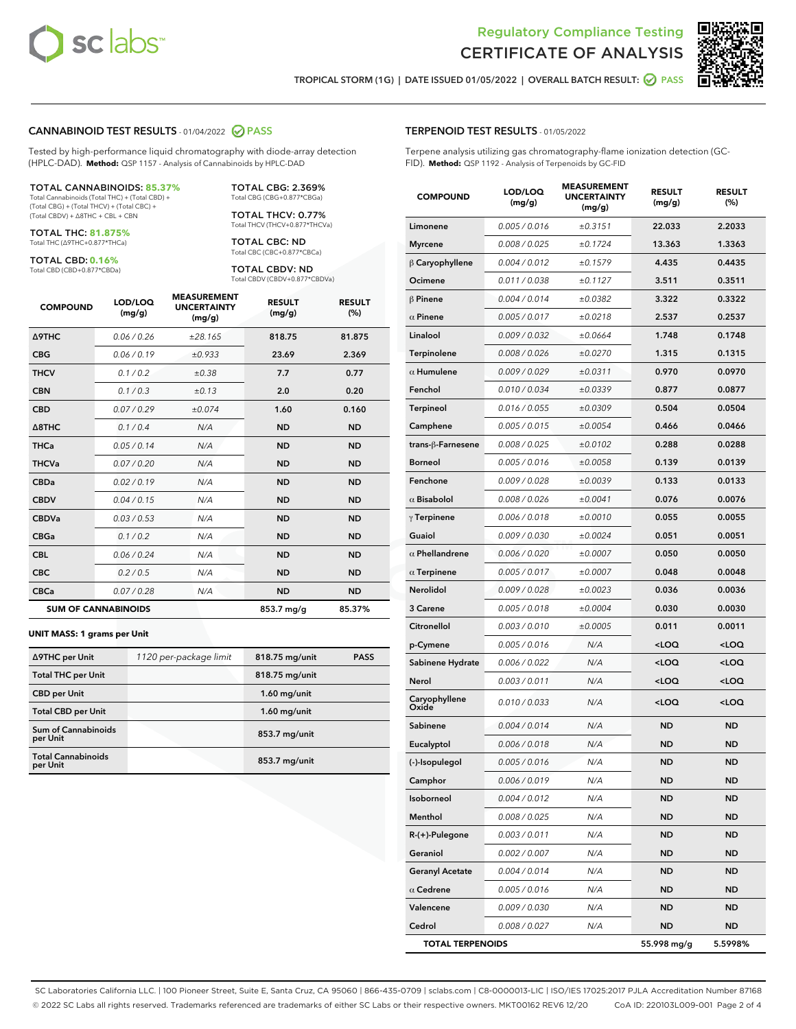# Regulatory Compliance Testing
## CERTIFICATE OF ANALYSIS

TROPICAL STORM (1G) | DATE ISSUED 01/05/2022 | OVERALL BATCH RESULT: PASS

## CANNABINOID TEST RESULTS - 01/04/2022 PASS

Tested by high-performance liquid chromatography with diode-array detection (HPLC-DAD). **Method:** QSP 1157 - Analysis of Cannabinoids by HPLC-DAD

**TOTAL CANNABINOIDS: 85.37%**
Total Cannabinoids (Total THC) + (Total CBD) + (Total CBG) + (Total THCV) + (Total CBC) + (Total CBDV) + Δ8THC + CBL + CBN

**TOTAL THC: 81.875%**
Total THC (Δ9THC+0.877*THCa)

**TOTAL CBD: 0.16%**
Total CBD (CBD+0.877*CBDa)

**TOTAL CBG: 2.369%**
Total CBG (CBG+0.877*CBGa)

**TOTAL THCV: 0.77%**
Total THCV (THCV+0.877*THCVa)

**TOTAL CBC: ND**
Total CBC (CBC+0.877*CBCa)

**TOTAL CBDV: ND**
Total CBDV (CBDV+0.877*CBDVa)

| COMPOUND | LOD/LOQ (mg/g) | MEASUREMENT UNCERTAINTY (mg/g) | RESULT (mg/g) | RESULT (%) |
|---|---|---|---|---|
| Δ9THC | 0.06 / 0.26 | ±28.165 | 818.75 | 81.875 |
| CBG | 0.06 / 0.19 | ±0.933 | 23.69 | 2.369 |
| THCV | 0.1 / 0.2 | ±0.38 | 7.7 | 0.77 |
| CBN | 0.1 / 0.3 | ±0.13 | 2.0 | 0.20 |
| CBD | 0.07 / 0.29 | ±0.074 | 1.60 | 0.160 |
| Δ8THC | 0.1 / 0.4 | N/A | ND | ND |
| THCa | 0.05 / 0.14 | N/A | ND | ND |
| THCVa | 0.07 / 0.20 | N/A | ND | ND |
| CBDa | 0.02 / 0.19 | N/A | ND | ND |
| CBDV | 0.04 / 0.15 | N/A | ND | ND |
| CBDVa | 0.03 / 0.53 | N/A | ND | ND |
| CBGa | 0.1 / 0.2 | N/A | ND | ND |
| CBL | 0.06 / 0.24 | N/A | ND | ND |
| CBC | 0.2 / 0.5 | N/A | ND | ND |
| CBCa | 0.07 / 0.28 | N/A | ND | ND |
| **SUM OF CANNABINOIDS** | | | 853.7 mg/g | 85.37% |

**UNIT MASS: 1 grams per Unit**

| | | | |
|---|---|---|---|
| Δ9THC per Unit | 1120 per-package limit | 818.75 mg/unit | PASS |
| Total THC per Unit | | 818.75 mg/unit | |
| CBD per Unit | | 1.60 mg/unit | |
| Total CBD per Unit | | 1.60 mg/unit | |
| Sum of Cannabinoids per Unit | | 853.7 mg/unit | |
| Total Cannabinoids per Unit | | 853.7 mg/unit | |

## TERPENOID TEST RESULTS - 01/05/2022

Terpene analysis utilizing gas chromatography-flame ionization detection (GC-FID). **Method:** QSP 1192 - Analysis of Terpenoids by GC-FID

| COMPOUND | LOD/LOQ (mg/g) | MEASUREMENT UNCERTAINTY (mg/g) | RESULT (mg/g) | RESULT (%) |
|---|---|---|---|---|
| Limonene | 0.005 / 0.016 | ±0.3151 | 22.033 | 2.2033 |
| Myrcene | 0.008 / 0.025 | ±0.1724 | 13.363 | 1.3363 |
| β Caryophyllene | 0.004 / 0.012 | ±0.1579 | 4.435 | 0.4435 |
| Ocimene | 0.011 / 0.038 | ±0.1127 | 3.511 | 0.3511 |
| β Pinene | 0.004 / 0.014 | ±0.0382 | 3.322 | 0.3322 |
| α Pinene | 0.005 / 0.017 | ±0.0218 | 2.537 | 0.2537 |
| Linalool | 0.009 / 0.032 | ±0.0664 | 1.748 | 0.1748 |
| Terpinolene | 0.008 / 0.026 | ±0.0270 | 1.315 | 0.1315 |
| α Humulene | 0.009 / 0.029 | ±0.0311 | 0.970 | 0.0970 |
| Fenchol | 0.010 / 0.034 | ±0.0339 | 0.877 | 0.0877 |
| Terpineol | 0.016 / 0.055 | ±0.0309 | 0.504 | 0.0504 |
| Camphene | 0.005 / 0.015 | ±0.0054 | 0.466 | 0.0466 |
| trans-β-Farnesene | 0.008 / 0.025 | ±0.0102 | 0.288 | 0.0288 |
| Borneol | 0.005 / 0.016 | ±0.0058 | 0.139 | 0.0139 |
| Fenchone | 0.009 / 0.028 | ±0.0039 | 0.133 | 0.0133 |
| α Bisabolol | 0.008 / 0.026 | ±0.0041 | 0.076 | 0.0076 |
| γ Terpinene | 0.006 / 0.018 | ±0.0010 | 0.055 | 0.0055 |
| Guaiol | 0.009 / 0.030 | ±0.0024 | 0.051 | 0.0051 |
| α Phellandrene | 0.006 / 0.020 | ±0.0007 | 0.050 | 0.0050 |
| α Terpinene | 0.005 / 0.017 | ±0.0007 | 0.048 | 0.0048 |
| Nerolidol | 0.009 / 0.028 | ±0.0023 | 0.036 | 0.0036 |
| 3 Carene | 0.005 / 0.018 | ±0.0004 | 0.030 | 0.0030 |
| Citronellol | 0.003 / 0.010 | ±0.0005 | 0.011 | 0.0011 |
| p-Cymene | 0.005 / 0.016 | N/A | <LOQ | <LOQ |
| Sabinene Hydrate | 0.006 / 0.022 | N/A | <LOQ | <LOQ |
| Nerol | 0.003 / 0.011 | N/A | <LOQ | <LOQ |
| Caryophyllene Oxide | 0.010 / 0.033 | N/A | <LOQ | <LOQ |
| Sabinene | 0.004 / 0.014 | N/A | ND | ND |
| Eucalyptol | 0.006 / 0.018 | N/A | ND | ND |
| (-)-Isopulegol | 0.005 / 0.016 | N/A | ND | ND |
| Camphor | 0.006 / 0.019 | N/A | ND | ND |
| Isoborneol | 0.004 / 0.012 | N/A | ND | ND |
| Menthol | 0.008 / 0.025 | N/A | ND | ND |
| R-(+)-Pulegone | 0.003 / 0.011 | N/A | ND | ND |
| Geraniol | 0.002 / 0.007 | N/A | ND | ND |
| Geranyl Acetate | 0.004 / 0.014 | N/A | ND | ND |
| α Cedrene | 0.005 / 0.016 | N/A | ND | ND |
| Valencene | 0.009 / 0.030 | N/A | ND | ND |
| Cedrol | 0.008 / 0.027 | N/A | ND | ND |
| **TOTAL TERPENOIDS** | | | 55.998 mg/g | 5.5998% |

SC Laboratories California LLC. | 100 Pioneer Street, Suite E, Santa Cruz, CA 95060 | 866-435-0709 | sclabs.com | C8-0000013-LIC | ISO/IES 17025:2017 PJLA Accreditation Number 87168
© 2022 SC Labs all rights reserved. Trademarks referenced are trademarks of either SC Labs or their respective owners. MKT00162 REV6 12/20 CoA ID: 220103L009-001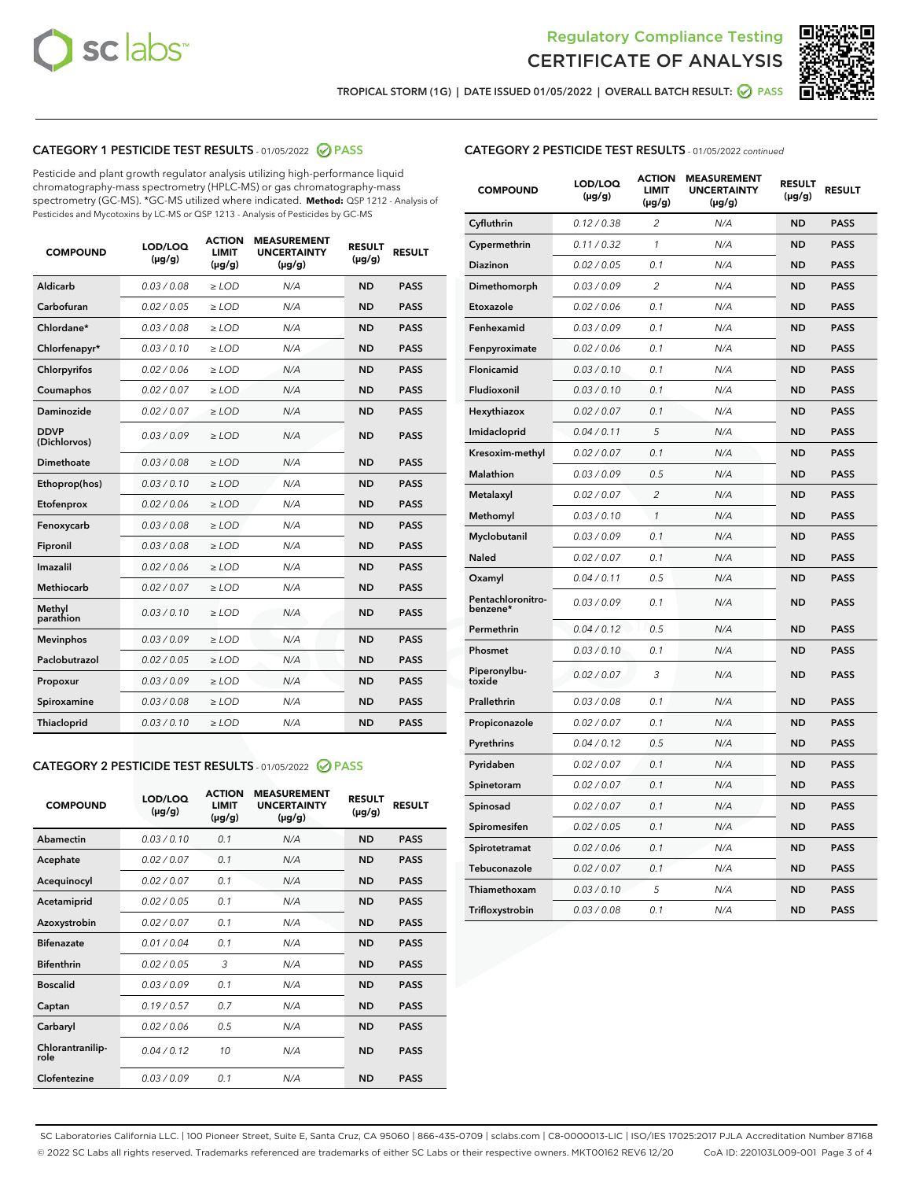Regulatory Compliance Testing

# CERTIFICATE OF ANALYSIS

TROPICAL STORM (1G) | DATE ISSUED 01/05/2022 | OVERALL BATCH RESULT: PASS

## CATEGORY 1 PESTICIDE TEST RESULTS - 01/05/2022 PASS

Pesticide and plant growth regulator analysis utilizing high-performance liquid chromatography-mass spectrometry (HPLC-MS) or gas chromatography-mass spectrometry (GC-MS). *GC-MS utilized where indicated. **Method:** QSP 1212 - Analysis of Pesticides and Mycotoxins by LC-MS or QSP 1213 - Analysis of Pesticides by GC-MS

| COMPOUND | LOD/LOQ (µg/g) | ACTION LIMIT (µg/g) | MEASUREMENT UNCERTAINTY (µg/g) | RESULT (µg/g) | RESULT |
|---|---|---|---|---|---|
| Aldicarb | 0.03 / 0.08 | ≥ LOD | N/A | ND | PASS |
| Carbofuran | 0.02 / 0.05 | ≥ LOD | N/A | ND | PASS |
| Chlordane* | 0.03 / 0.08 | ≥ LOD | N/A | ND | PASS |
| Chlorfenapyr* | 0.03 / 0.10 | ≥ LOD | N/A | ND | PASS |
| Chlorpyrifos | 0.02 / 0.06 | ≥ LOD | N/A | ND | PASS |
| Coumaphos | 0.02 / 0.07 | ≥ LOD | N/A | ND | PASS |
| Daminozide | 0.02 / 0.07 | ≥ LOD | N/A | ND | PASS |
| DDVP (Dichlorvos) | 0.03 / 0.09 | ≥ LOD | N/A | ND | PASS |
| Dimethoate | 0.03 / 0.08 | ≥ LOD | N/A | ND | PASS |
| Ethoprop(hos) | 0.03 / 0.10 | ≥ LOD | N/A | ND | PASS |
| Etofenprox | 0.02 / 0.06 | ≥ LOD | N/A | ND | PASS |
| Fenoxycarb | 0.03 / 0.08 | ≥ LOD | N/A | ND | PASS |
| Fipronil | 0.03 / 0.08 | ≥ LOD | N/A | ND | PASS |
| Imazalil | 0.02 / 0.06 | ≥ LOD | N/A | ND | PASS |
| Methiocarb | 0.02 / 0.07 | ≥ LOD | N/A | ND | PASS |
| Methyl parathion | 0.03 / 0.10 | ≥ LOD | N/A | ND | PASS |
| Mevinphos | 0.03 / 0.09 | ≥ LOD | N/A | ND | PASS |
| Paclobutrazol | 0.02 / 0.05 | ≥ LOD | N/A | ND | PASS |
| Propoxur | 0.03 / 0.09 | ≥ LOD | N/A | ND | PASS |
| Spiroxamine | 0.03 / 0.08 | ≥ LOD | N/A | ND | PASS |
| Thiacloprid | 0.03 / 0.10 | ≥ LOD | N/A | ND | PASS |

## CATEGORY 2 PESTICIDE TEST RESULTS - 01/05/2022 PASS

| COMPOUND | LOD/LOQ (µg/g) | ACTION LIMIT (µg/g) | MEASUREMENT UNCERTAINTY (µg/g) | RESULT (µg/g) | RESULT |
|---|---|---|---|---|---|
| Abamectin | 0.03 / 0.10 | 0.1 | N/A | ND | PASS |
| Acephate | 0.02 / 0.07 | 0.1 | N/A | ND | PASS |
| Acequinocyl | 0.02 / 0.07 | 0.1 | N/A | ND | PASS |
| Acetamiprid | 0.02 / 0.05 | 0.1 | N/A | ND | PASS |
| Azoxystrobin | 0.02 / 0.07 | 0.1 | N/A | ND | PASS |
| Bifenazate | 0.01 / 0.04 | 0.1 | N/A | ND | PASS |
| Bifenthrin | 0.02 / 0.05 | 3 | N/A | ND | PASS |
| Boscalid | 0.03 / 0.09 | 0.1 | N/A | ND | PASS |
| Captan | 0.19 / 0.57 | 0.7 | N/A | ND | PASS |
| Carbaryl | 0.02 / 0.06 | 0.5 | N/A | ND | PASS |
| Chlorantraniliprole | 0.04 / 0.12 | 10 | N/A | ND | PASS |
| Clofentezine | 0.03 / 0.09 | 0.1 | N/A | ND | PASS |
| Cyfluthrin | 0.12 / 0.38 | 2 | N/A | ND | PASS |
| Cypermethrin | 0.11 / 0.32 | 1 | N/A | ND | PASS |
| Diazinon | 0.02 / 0.05 | 0.1 | N/A | ND | PASS |
| Dimethomorph | 0.03 / 0.09 | 2 | N/A | ND | PASS |
| Etoxazole | 0.02 / 0.06 | 0.1 | N/A | ND | PASS |
| Fenhexamid | 0.03 / 0.09 | 0.1 | N/A | ND | PASS |
| Fenpyroximate | 0.02 / 0.06 | 0.1 | N/A | ND | PASS |
| Flonicamid | 0.03 / 0.10 | 0.1 | N/A | ND | PASS |
| Fludioxonil | 0.03 / 0.10 | 0.1 | N/A | ND | PASS |
| Hexythiazox | 0.02 / 0.07 | 0.1 | N/A | ND | PASS |
| Imidacloprid | 0.04 / 0.11 | 5 | N/A | ND | PASS |
| Kresoxim-methyl | 0.02 / 0.07 | 0.1 | N/A | ND | PASS |
| Malathion | 0.03 / 0.09 | 0.5 | N/A | ND | PASS |
| Metalaxyl | 0.02 / 0.07 | 2 | N/A | ND | PASS |
| Methomyl | 0.03 / 0.10 | 1 | N/A | ND | PASS |
| Myclobutanil | 0.03 / 0.09 | 0.1 | N/A | ND | PASS |
| Naled | 0.02 / 0.07 | 0.1 | N/A | ND | PASS |
| Oxamyl | 0.04 / 0.11 | 0.5 | N/A | ND | PASS |
| Pentachloronitrobenzene* | 0.03 / 0.09 | 0.1 | N/A | ND | PASS |
| Permethrin | 0.04 / 0.12 | 0.5 | N/A | ND | PASS |
| Phosmet | 0.03 / 0.10 | 0.1 | N/A | ND | PASS |
| Piperonylbutoxide | 0.02 / 0.07 | 3 | N/A | ND | PASS |
| Prallethrin | 0.03 / 0.08 | 0.1 | N/A | ND | PASS |
| Propiconazole | 0.02 / 0.07 | 0.1 | N/A | ND | PASS |
| Pyrethrins | 0.04 / 0.12 | 0.5 | N/A | ND | PASS |
| Pyridaben | 0.02 / 0.07 | 0.1 | N/A | ND | PASS |
| Spinetoram | 0.02 / 0.07 | 0.1 | N/A | ND | PASS |
| Spinosad | 0.02 / 0.07 | 0.1 | N/A | ND | PASS |
| Spiromesifen | 0.02 / 0.05 | 0.1 | N/A | ND | PASS |
| Spirotetramat | 0.02 / 0.06 | 0.1 | N/A | ND | PASS |
| Tebuconazole | 0.02 / 0.07 | 0.1 | N/A | ND | PASS |
| Thiamethoxam | 0.03 / 0.10 | 5 | N/A | ND | PASS |
| Trifloxystrobin | 0.03 / 0.08 | 0.1 | N/A | ND | PASS |

SC Laboratories California LLC. | 100 Pioneer Street, Suite E, Santa Cruz, CA 95060 | 866-435-0709 | sclabs.com | C8-0000013-LIC | ISO/IES 17025:2017 PJLA Accreditation Number 87168
© 2022 SC Labs all rights reserved. Trademarks referenced are trademarks of either SC Labs or their respective owners. MKT00162 REV6 12/20 CoA ID: 220103L009-001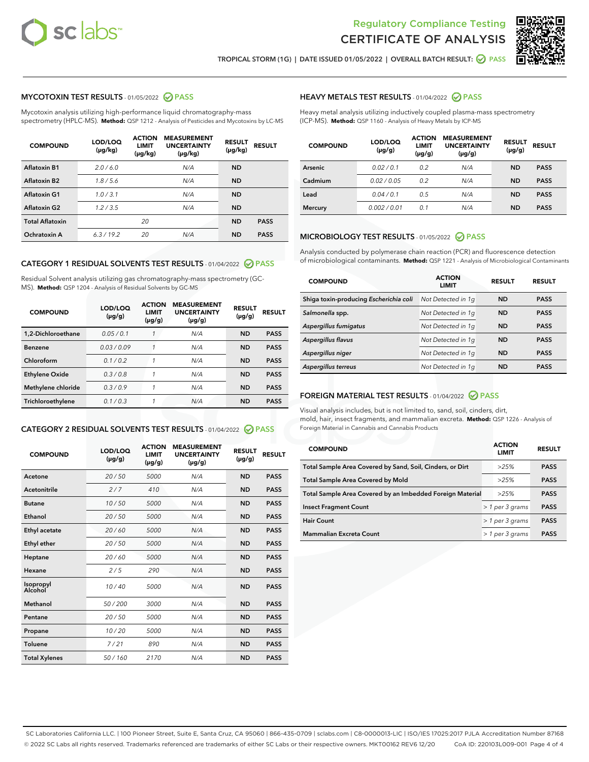Regulatory Compliance Testing
CERTIFICATE OF ANALYSIS

TROPICAL STORM (1G) | DATE ISSUED 01/05/2022 | OVERALL BATCH RESULT: PASS

## MYCOTOXIN TEST RESULTS - 01/05/2022 PASS

Mycotoxin analysis utilizing high-performance liquid chromatography-mass spectrometry (HPLC-MS). **Method:** QSP 1212 - Analysis of Pesticides and Mycotoxins by LC-MS

| COMPOUND | LOD/LOQ (µg/kg) | ACTION LIMIT (µg/kg) | MEASUREMENT UNCERTAINTY (µg/kg) | RESULT (µg/kg) | RESULT |
|---|---|---|---|---|---|
| Aflatoxin B1 | 2.0 / 6.0 | | N/A | ND | |
| Aflatoxin B2 | 1.8 / 5.6 | | N/A | ND | |
| Aflatoxin G1 | 1.0 / 3.1 | | N/A | ND | |
| Aflatoxin G2 | 1.2 / 3.5 | | N/A | ND | |
| Total Aflatoxin | | 20 | | ND | PASS |
| Ochratoxin A | 6.3 / 19.2 | 20 | N/A | ND | PASS |

## CATEGORY 1 RESIDUAL SOLVENTS TEST RESULTS - 01/04/2022 PASS

Residual Solvent analysis utilizing gas chromatography-mass spectrometry (GC-MS). **Method:** QSP 1204 - Analysis of Residual Solvents by GC-MS

| COMPOUND | LOD/LOQ (µg/g) | ACTION LIMIT (µg/g) | MEASUREMENT UNCERTAINTY (µg/g) | RESULT (µg/g) | RESULT |
|---|---|---|---|---|---|
| 1,2-Dichloroethane | 0.05 / 0.1 | 1 | N/A | ND | PASS |
| Benzene | 0.03 / 0.09 | 1 | N/A | ND | PASS |
| Chloroform | 0.1 / 0.2 | 1 | N/A | ND | PASS |
| Ethylene Oxide | 0.3 / 0.8 | 1 | N/A | ND | PASS |
| Methylene chloride | 0.3 / 0.9 | 1 | N/A | ND | PASS |
| Trichloroethylene | 0.1 / 0.3 | 1 | N/A | ND | PASS |

## CATEGORY 2 RESIDUAL SOLVENTS TEST RESULTS - 01/04/2022 PASS

| COMPOUND | LOD/LOQ (µg/g) | ACTION LIMIT (µg/g) | MEASUREMENT UNCERTAINTY (µg/g) | RESULT (µg/g) | RESULT |
|---|---|---|---|---|---|
| Acetone | 20 / 50 | 5000 | N/A | ND | PASS |
| Acetonitrile | 2 / 7 | 410 | N/A | ND | PASS |
| Butane | 10 / 50 | 5000 | N/A | ND | PASS |
| Ethanol | 20 / 50 | 5000 | N/A | ND | PASS |
| Ethyl acetate | 20 / 60 | 5000 | N/A | ND | PASS |
| Ethyl ether | 20 / 50 | 5000 | N/A | ND | PASS |
| Heptane | 20 / 60 | 5000 | N/A | ND | PASS |
| Hexane | 2 / 5 | 290 | N/A | ND | PASS |
| Isopropyl Alcohol | 10 / 40 | 5000 | N/A | ND | PASS |
| Methanol | 50 / 200 | 3000 | N/A | ND | PASS |
| Pentane | 20 / 50 | 5000 | N/A | ND | PASS |
| Propane | 10 / 20 | 5000 | N/A | ND | PASS |
| Toluene | 7 / 21 | 890 | N/A | ND | PASS |
| Total Xylenes | 50 / 160 | 2170 | N/A | ND | PASS |

## HEAVY METALS TEST RESULTS - 01/04/2022 PASS

Heavy metal analysis utilizing inductively coupled plasma-mass spectrometry (ICP-MS). **Method:** QSP 1160 - Analysis of Heavy Metals by ICP-MS

| COMPOUND | LOD/LOQ (µg/g) | ACTION LIMIT (µg/g) | MEASUREMENT UNCERTAINTY (µg/g) | RESULT (µg/g) | RESULT |
|---|---|---|---|---|---|
| Arsenic | 0.02 / 0.1 | 0.2 | N/A | ND | PASS |
| Cadmium | 0.02 / 0.05 | 0.2 | N/A | ND | PASS |
| Lead | 0.04 / 0.1 | 0.5 | N/A | ND | PASS |
| Mercury | 0.002 / 0.01 | 0.1 | N/A | ND | PASS |

## MICROBIOLOGY TEST RESULTS - 01/05/2022 PASS

Analysis conducted by polymerase chain reaction (PCR) and fluorescence detection of microbiological contaminants. **Method:** QSP 1221 - Analysis of Microbiological Contaminants

| COMPOUND | ACTION LIMIT | RESULT | RESULT |
|---|---|---|---|
| Shiga toxin-producing *Escherichia coli* | Not Detected in 1g | ND | PASS |
| *Salmonella* spp. | Not Detected in 1g | ND | PASS |
| *Aspergillus fumigatus* | Not Detected in 1g | ND | PASS |
| *Aspergillus flavus* | Not Detected in 1g | ND | PASS |
| *Aspergillus niger* | Not Detected in 1g | ND | PASS |
| *Aspergillus terreus* | Not Detected in 1g | ND | PASS |

## FOREIGN MATERIAL TEST RESULTS - 01/04/2022 PASS

Visual analysis includes, but is not limited to, sand, soil, cinders, dirt, mold, hair, insect fragments, and mammalian excreta. **Method:** QSP 1226 - Analysis of Foreign Material in Cannabis and Cannabis Products

| COMPOUND | ACTION LIMIT | RESULT |
|---|---|---|
| Total Sample Area Covered by Sand, Soil, Cinders, or Dirt | >25% | PASS |
| Total Sample Area Covered by Mold | >25% | PASS |
| Total Sample Area Covered by an Imbedded Foreign Material | >25% | PASS |
| Insect Fragment Count | > 1 per 3 grams | PASS |
| Hair Count | > 1 per 3 grams | PASS |
| Mammalian Excreta Count | > 1 per 3 grams | PASS |

SC Laboratories California LLC. | 100 Pioneer Street, Suite E, Santa Cruz, CA 95060 | 866-435-0709 | sclabs.com | C8-0000013-LIC | ISO/IES 17025:2017 PJLA Accreditation Number 87168
© 2022 SC Labs all rights reserved. Trademarks referenced are trademarks of either SC Labs or their respective owners. MKT00162 REV6 12/20 CoA ID: 220103L009-001